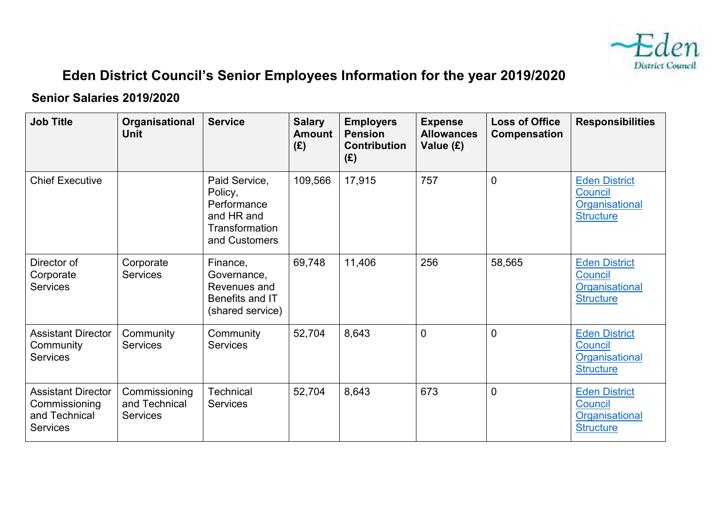# Eden District Council's Senior Employees Information for the year 2019/2020

## Senior Salaries 2019/2020

| Job Title | Organisational Unit | Service | Salary Amount (£) | Employers Pension Contribution (£) | Expense Allowances Value (£) | Loss of Office Compensation | Responsibilities |
|---|---|---|---|---|---|---|---|
| Chief Executive | | Paid Service, Policy, Performance and HR and Transformation and Customers | 109,566 | 17,915 | 757 | 0 | Eden District Council Organisational Structure |
| Director of Corporate Services | Corporate Services | Finance, Governance, Revenues and Benefits and IT (shared service) | 69,748 | 11,406 | 256 | 58,565 | Eden District Council Organisational Structure |
| Assistant Director Community Services | Community Services | Community Services | 52,704 | 8,643 | 0 | 0 | Eden District Council Organisational Structure |
| Assistant Director Commissioning and Technical Services | Commissioning and Technical Services | Technical Services | 52,704 | 8,643 | 673 | 0 | Eden District Council Organisational Structure |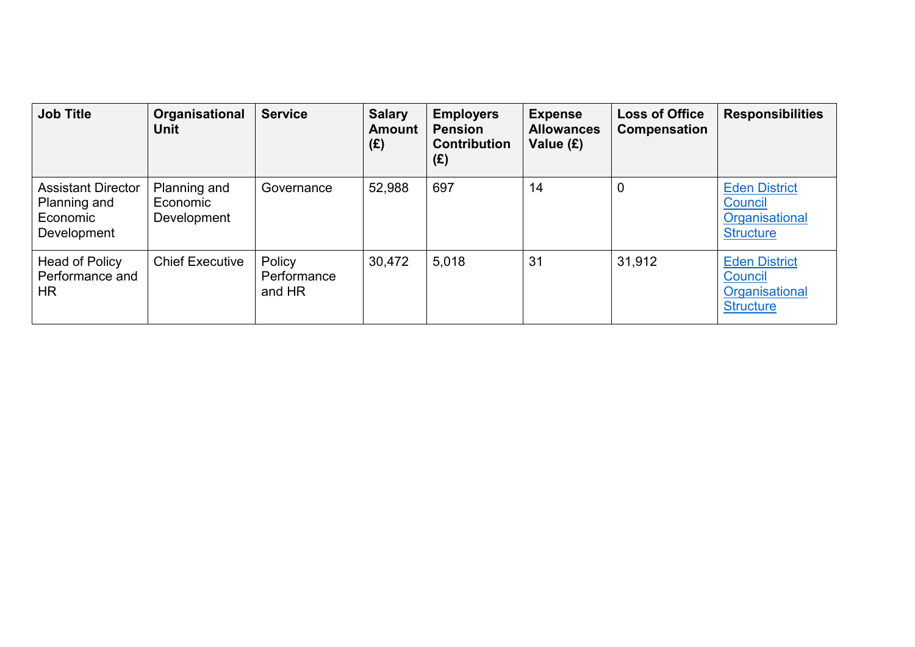| Job Title | Organisational Unit | Service | Salary Amount (£) | Employers Pension Contribution (£) | Expense Allowances Value (£) | Loss of Office Compensation | Responsibilities |
|---|---|---|---|---|---|---|---|
| Assistant Director Planning and Economic Development | Planning and Economic Development | Governance | 52,988 | 697 | 14 | 0 | Eden District Council Organisational Structure |
| Head of Policy Performance and HR | Chief Executive | Policy Performance and HR | 30,472 | 5,018 | 31 | 31,912 | Eden District Council Organisational Structure |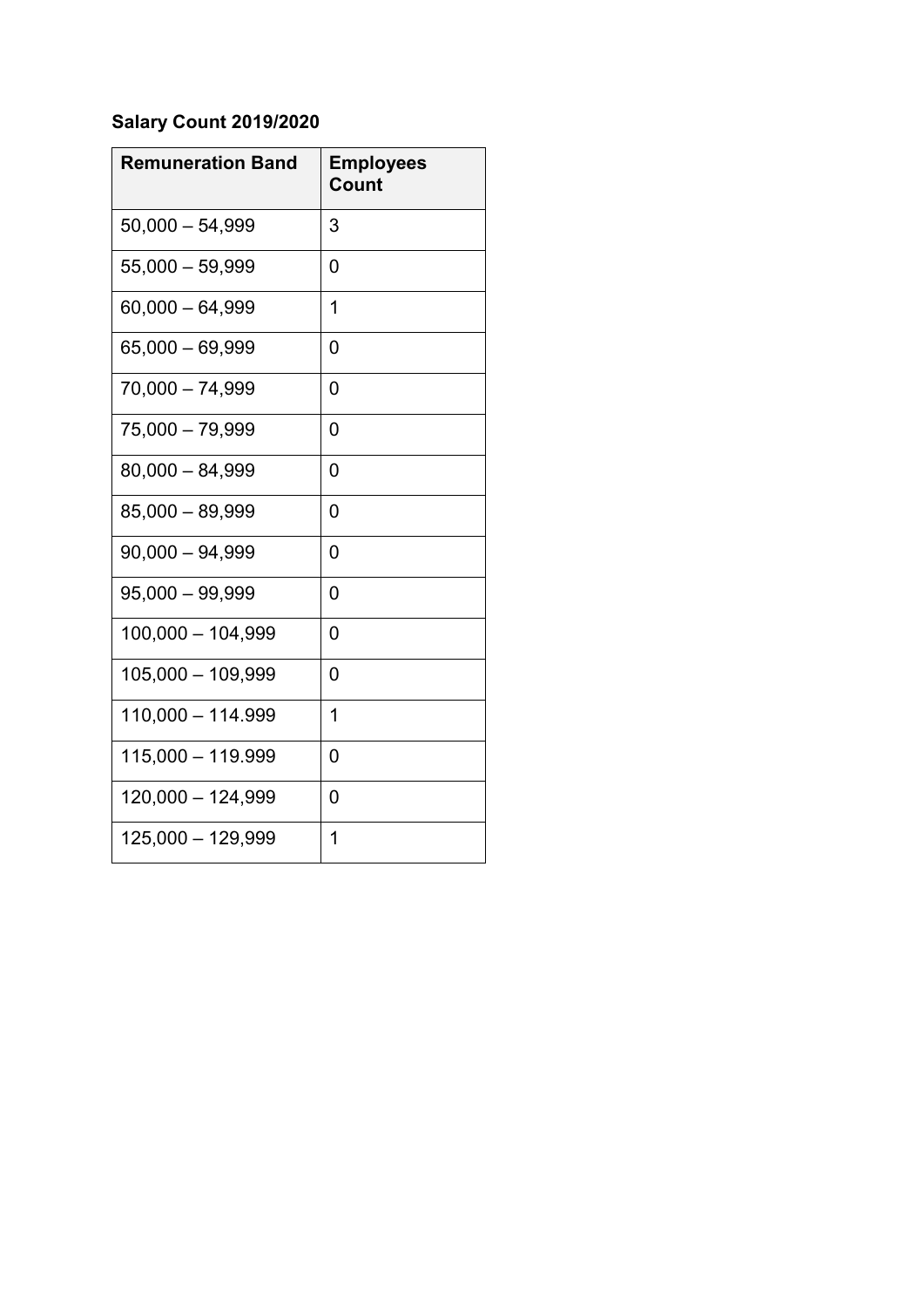**Salary Count 2019/2020**

| Remuneration Band | Employees Count |
|---|---|
| 50,000 – 54,999 | 3 |
| 55,000 – 59,999 | 0 |
| 60,000 – 64,999 | 1 |
| 65,000 – 69,999 | 0 |
| 70,000 – 74,999 | 0 |
| 75,000 – 79,999 | 0 |
| 80,000 – 84,999 | 0 |
| 85,000 – 89,999 | 0 |
| 90,000 – 94,999 | 0 |
| 95,000 – 99,999 | 0 |
| 100,000 – 104,999 | 0 |
| 105,000 – 109,999 | 0 |
| 110,000 – 114.999 | 1 |
| 115,000 – 119.999 | 0 |
| 120,000 – 124,999 | 0 |
| 125,000 – 129,999 | 1 |